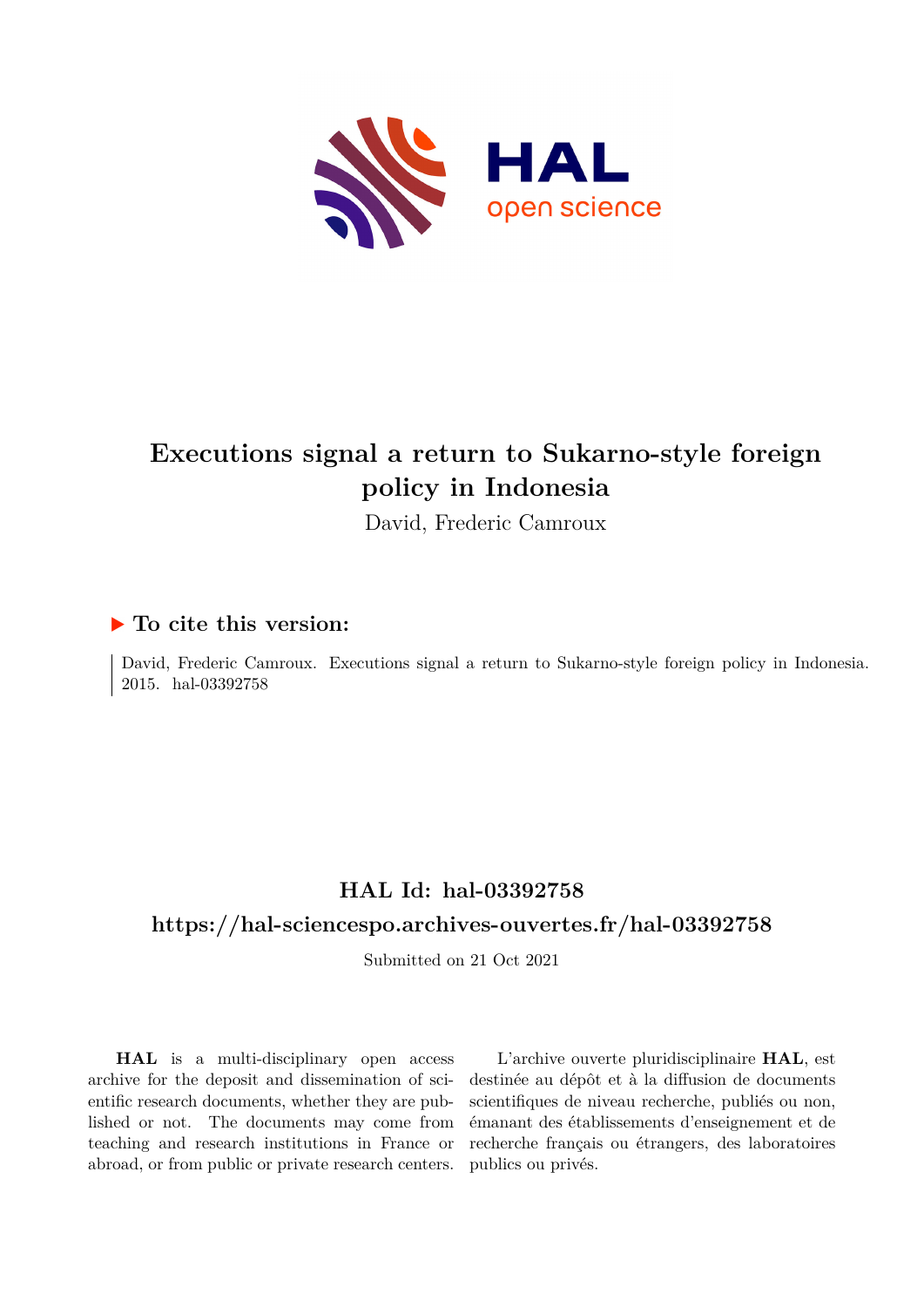# Executions signal a return to Sukarno-style foreign policy in Indonesia

David, Frederic Camroux

## ▶ To cite this version:

David, Frederic Camroux. Executions signal a return to Sukarno-style foreign policy in Indonesia. 2015. hal-03392758

## HAL Id: hal-03392758

## https://hal-sciencespo.archives-ouvertes.fr/hal-03392758

Submitted on 21 Oct 2021

**HAL** is a multi-disciplinary open access archive for the deposit and dissemination of scientific research documents, whether they are published or not. The documents may come from teaching and research institutions in France or abroad, or from public or private research centers.

L'archive ouverte pluridisciplinaire **HAL**, est destinée au dépôt et à la diffusion de documents scientifiques de niveau recherche, publiés ou non, émanant des établissements d'enseignement et de recherche français ou étrangers, des laboratoires publics ou privés.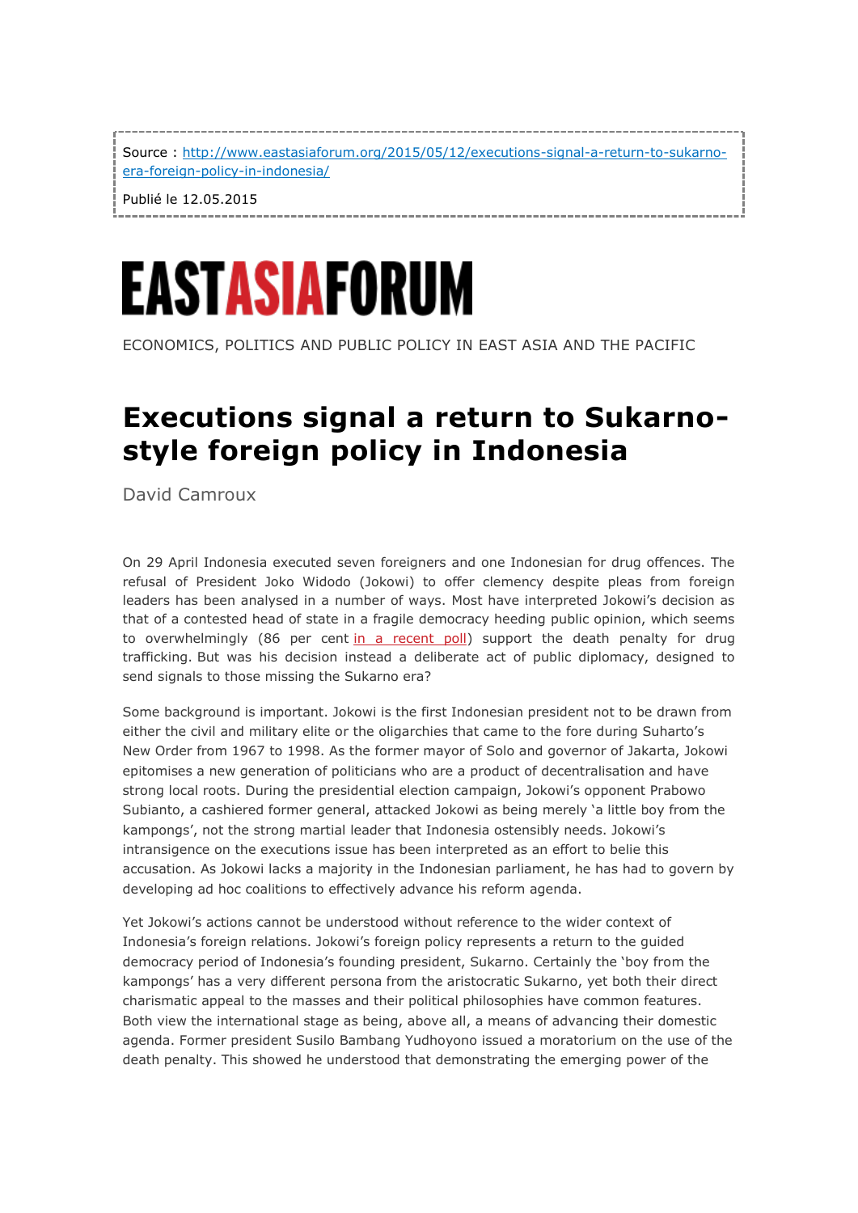Source : [http://www.eastasiaforum.org/2015/05/12/executions-signal-a-return-to-sukarno-era-foreign-policy-in-indonesia/](http://www.eastasiaforum.org/2015/05/12/executions-signal-a-return-to-sukarno-era-foreign-policy-in-indonesia/)

Publié le 12.05.2015

# EASTASIAFORUM

ECONOMICS, POLITICS AND PUBLIC POLICY IN EAST ASIA AND THE PACIFIC

# Executions signal a return to Sukarno-style foreign policy in Indonesia

David Camroux

On 29 April Indonesia executed seven foreigners and one Indonesian for drug offences. The refusal of President Joko Widodo (Jokowi) to offer clemency despite pleas from foreign leaders has been analysed in a number of ways. Most have interpreted Jokowi's decision as that of a contested head of state in a fragile democracy heeding public opinion, which seems to overwhelmingly (86 per cent in a recent poll) support the death penalty for drug trafficking. But was his decision instead a deliberate act of public diplomacy, designed to send signals to those missing the Sukarno era?

Some background is important. Jokowi is the first Indonesian president not to be drawn from either the civil and military elite or the oligarchies that came to the fore during Suharto's New Order from 1967 to 1998. As the former mayor of Solo and governor of Jakarta, Jokowi epitomises a new generation of politicians who are a product of decentralisation and have strong local roots. During the presidential election campaign, Jokowi's opponent Prabowo Subianto, a cashiered former general, attacked Jokowi as being merely 'a little boy from the kampongs', not the strong martial leader that Indonesia ostensibly needs. Jokowi's intransigence on the executions issue has been interpreted as an effort to belie this accusation. As Jokowi lacks a majority in the Indonesian parliament, he has had to govern by developing ad hoc coalitions to effectively advance his reform agenda.

Yet Jokowi's actions cannot be understood without reference to the wider context of Indonesia's foreign relations. Jokowi's foreign policy represents a return to the guided democracy period of Indonesia's founding president, Sukarno. Certainly the 'boy from the kampongs' has a very different persona from the aristocratic Sukarno, yet both their direct charismatic appeal to the masses and their political philosophies have common features. Both view the international stage as being, above all, a means of advancing their domestic agenda. Former president Susilo Bambang Yudhoyono issued a moratorium on the use of the death penalty. This showed he understood that demonstrating the emerging power of the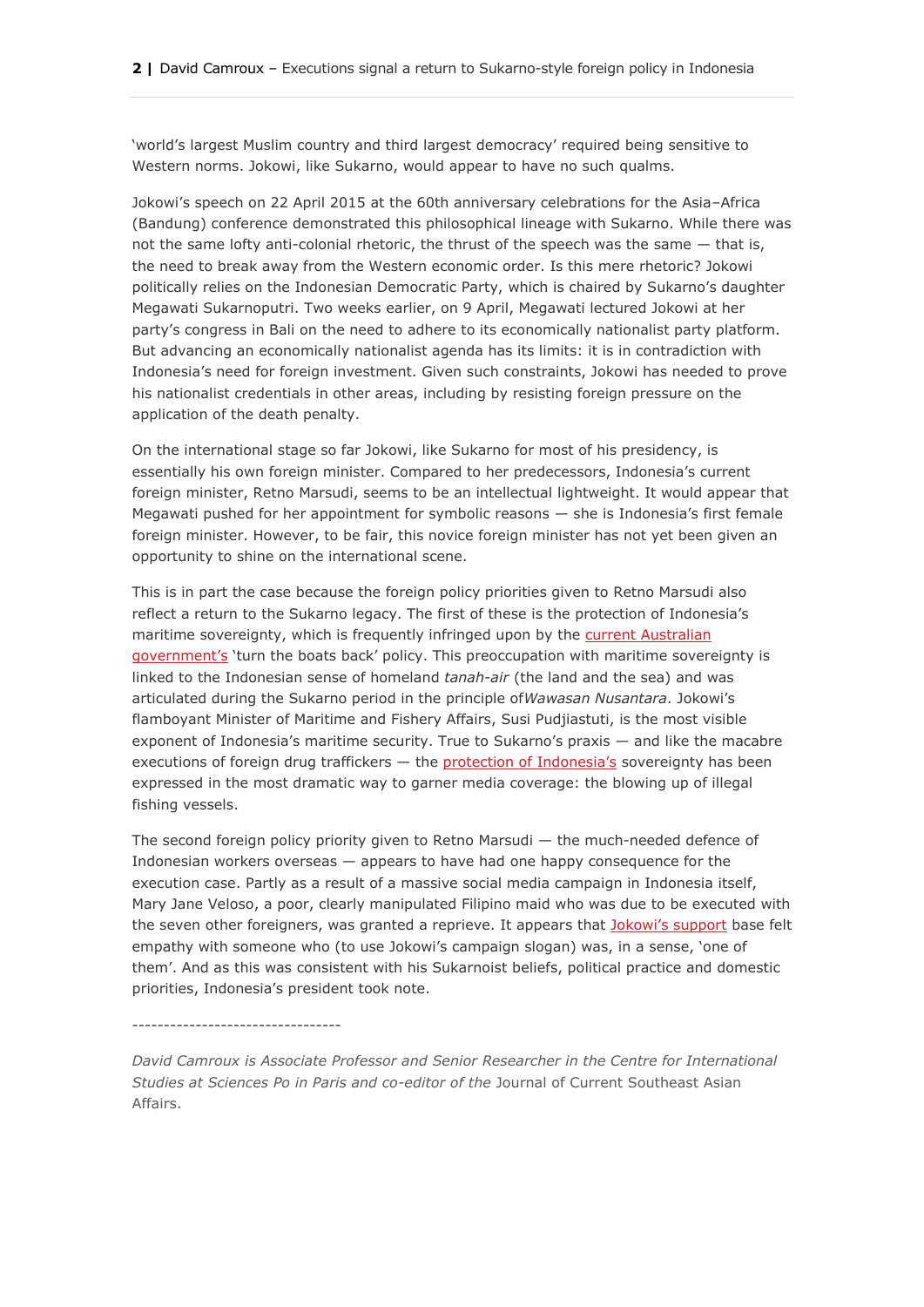'world's largest Muslim country and third largest democracy' required being sensitive to Western norms. Jokowi, like Sukarno, would appear to have no such qualms.

Jokowi's speech on 22 April 2015 at the 60th anniversary celebrations for the Asia–Africa (Bandung) conference demonstrated this philosophical lineage with Sukarno. While there was not the same lofty anti-colonial rhetoric, the thrust of the speech was the same — that is, the need to break away from the Western economic order. Is this mere rhetoric? Jokowi politically relies on the Indonesian Democratic Party, which is chaired by Sukarno's daughter Megawati Sukarnoputri. Two weeks earlier, on 9 April, Megawati lectured Jokowi at her party's congress in Bali on the need to adhere to its economically nationalist party platform. But advancing an economically nationalist agenda has its limits: it is in contradiction with Indonesia's need for foreign investment. Given such constraints, Jokowi has needed to prove his nationalist credentials in other areas, including by resisting foreign pressure on the application of the death penalty.

On the international stage so far Jokowi, like Sukarno for most of his presidency, is essentially his own foreign minister. Compared to her predecessors, Indonesia's current foreign minister, Retno Marsudi, seems to be an intellectual lightweight. It would appear that Megawati pushed for her appointment for symbolic reasons — she is Indonesia's first female foreign minister. However, to be fair, this novice foreign minister has not yet been given an opportunity to shine on the international scene.

This is in part the case because the foreign policy priorities given to Retno Marsudi also reflect a return to the Sukarno legacy. The first of these is the protection of Indonesia's maritime sovereignty, which is frequently infringed upon by the current Australian government's 'turn the boats back' policy. This preoccupation with maritime sovereignty is linked to the Indonesian sense of homeland *tanah-air* (the land and the sea) and was articulated during the Sukarno period in the principle of *Wawasan Nusantara*. Jokowi's flamboyant Minister of Maritime and Fishery Affairs, Susi Pudjiastuti, is the most visible exponent of Indonesia's maritime security. True to Sukarno's praxis — and like the macabre executions of foreign drug traffickers — the protection of Indonesia's sovereignty has been expressed in the most dramatic way to garner media coverage: the blowing up of illegal fishing vessels.

The second foreign policy priority given to Retno Marsudi — the much-needed defence of Indonesian workers overseas — appears to have had one happy consequence for the execution case. Partly as a result of a massive social media campaign in Indonesia itself, Mary Jane Veloso, a poor, clearly manipulated Filipino maid who was due to be executed with the seven other foreigners, was granted a reprieve. It appears that Jokowi's support base felt empathy with someone who (to use Jokowi's campaign slogan) was, in a sense, 'one of them'. And as this was consistent with his Sukarnoist beliefs, political practice and domestic priorities, Indonesia's president took note.

---------------------------------

*David Camroux is Associate Professor and Senior Researcher in the Centre for International Studies at Sciences Po in Paris and co-editor of the* Journal of Current Southeast Asian Affairs.